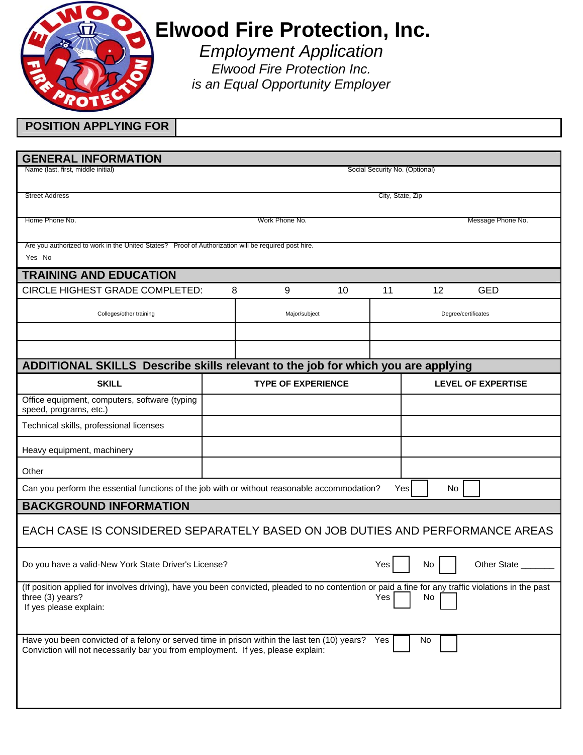# Elwood Fire Protection, Inc.

*Employment Application*

*Elwood Fire Protection Inc.*

*is an Equal Opportunity Employer*

| POSITION APPLYING FOR | |
|---|---|

## GENERAL INFORMATION

| Name (last, first, middle initial) | | Social Security No. (Optional) |
|---|---|---|
| Street Address | | City, State, Zip |
| Home Phone No. | Work Phone No. | Message Phone No. |

Are you authorized to work in the United States? Proof of Authorization will be required post hire.

Yes No

## TRAINING AND EDUCATION

CIRCLE HIGHEST GRADE COMPLETED: 8 9 10 11 12 GED

| Colleges/other training | Major/subject | Degree/certificates |
|---|---|---|
| | | |
| | | |

## ADDITIONAL SKILLS Describe skills relevant to the job for which you are applying

| SKILL | TYPE OF EXPERIENCE | LEVEL OF EXPERTISE |
|---|---|---|
| Office equipment, computers, software (typing speed, programs, etc.) | | |
| Technical skills, professional licenses | | |
| Heavy equipment, machinery | | |
| Other | | |

Can you perform the essential functions of the job with or without reasonable accommodation? Yes ☐ No ☐

## BACKGROUND INFORMATION

EACH CASE IS CONSIDERED SEPARATELY BASED ON JOB DUTIES AND PERFORMANCE AREAS

Do you have a valid-New York State Driver's License? Yes ☐ No ☐ Other State _______

(If position applied for involves driving), have you been convicted, pleaded to no contention or paid a fine for any traffic violations in the past three (3) years? Yes ☐ No ☐

If yes please explain:

Have you been convicted of a felony or served time in prison within the last ten (10) years? Yes ☐ No ☐

Conviction will not necessarily bar you from employment. If yes, please explain: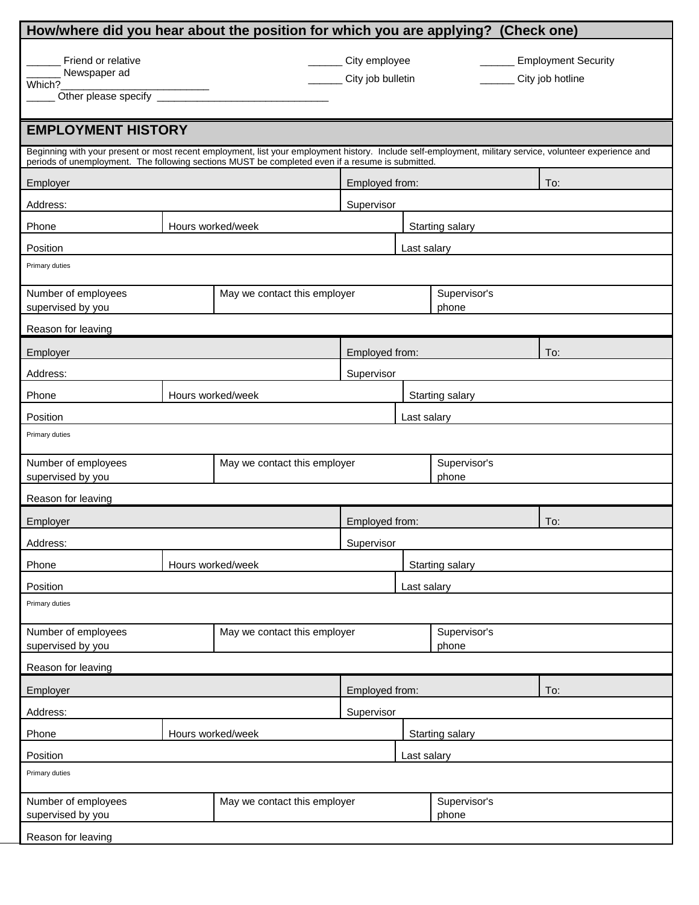## How/where did you hear about the position for which you are applying? (Check one)

______ Friend or relative
______ Newspaper ad
Which?___________________________
_____ Other please specify _______________________________

______ City employee
______ City job bulletin

______ Employment Security
______ City job hotline

## EMPLOYMENT HISTORY

Beginning with your present or most recent employment, list your employment history. Include self-employment, military service, volunteer experience and periods of unemployment. The following sections MUST be completed even if a resume is submitted.

| Employer | | Employed from: | To: |
|---|---|---|---|
| Address: | | Supervisor | |
| Phone | Hours worked/week | Starting salary | |
| Position | | Last salary | |
| Primary duties | | | |
| Number of employees supervised by you | May we contact this employer | Supervisor's phone | |
| Reason for leaving | | | |

| Employer | | Employed from: | To: |
|---|---|---|---|
| Address: | | Supervisor | |
| Phone | Hours worked/week | Starting salary | |
| Position | | Last salary | |
| Primary duties | | | |
| Number of employees supervised by you | May we contact this employer | Supervisor's phone | |
| Reason for leaving | | | |

| Employer | | Employed from: | To: |
|---|---|---|---|
| Address: | | Supervisor | |
| Phone | Hours worked/week | Starting salary | |
| Position | | Last salary | |
| Primary duties | | | |
| Number of employees supervised by you | May we contact this employer | Supervisor's phone | |
| Reason for leaving | | | |

| Employer | | Employed from: | To: |
|---|---|---|---|
| Address: | | Supervisor | |
| Phone | Hours worked/week | Starting salary | |
| Position | | Last salary | |
| Primary duties | | | |
| Number of employees supervised by you | May we contact this employer | Supervisor's phone | |
| Reason for leaving | | | |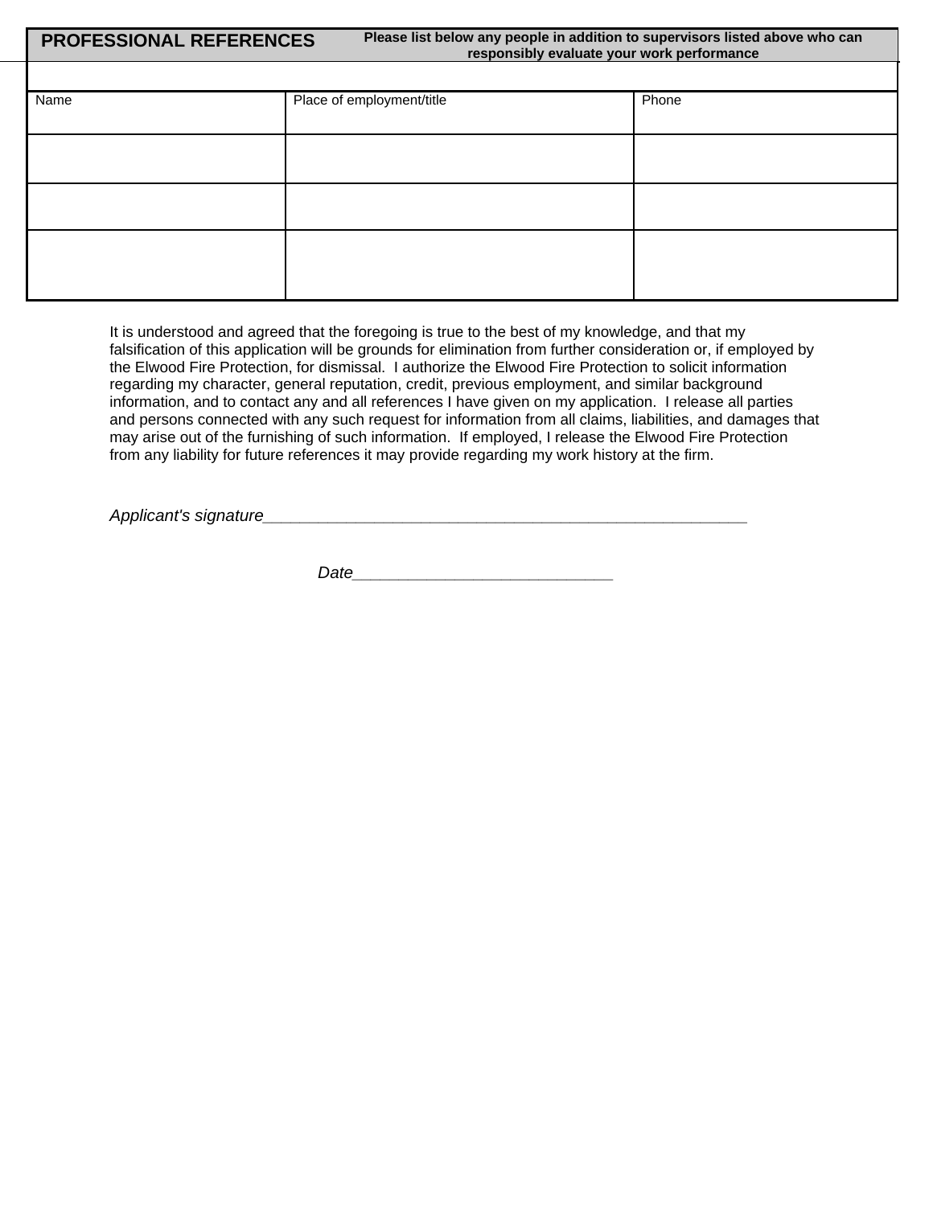| PROFESSIONAL REFERENCES | Please list below any people in addition to supervisors listed above who can responsibly evaluate your work performance | |
|---|---|---|
| | | |
| Name | Place of employment/title | Phone |
| | | |
| | | |
| | | |

It is understood and agreed that the foregoing is true to the best of my knowledge, and that my falsification of this application will be grounds for elimination from further consideration or, if employed by the Elwood Fire Protection, for dismissal. I authorize the Elwood Fire Protection to solicit information regarding my character, general reputation, credit, previous employment, and similar background information, and to contact any and all references I have given on my application. I release all parties and persons connected with any such request for information from all claims, liabilities, and damages that may arise out of the furnishing of such information. If employed, I release the Elwood Fire Protection from any liability for future references it may provide regarding my work history at the firm.

*Applicant's signature*_______________________________________________________

*Date*_____________________________